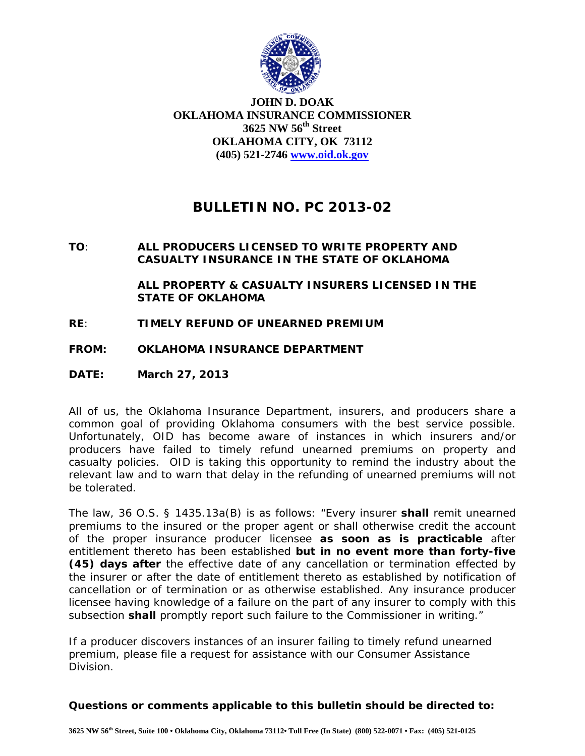**JOHN D. DOAK**
**OKLAHOMA INSURANCE COMMISSIONER**
**3625 NW 56th Street**
**OKLAHOMA CITY, OK 73112**
**(405) 521-2746 [www.oid.ok.gov](http://www.oid.ok.gov)**

# BULLETIN NO. PC 2013-02

**TO**: **ALL PRODUCERS LICENSED TO WRITE PROPERTY AND CASUALTY INSURANCE IN THE STATE OF OKLAHOMA**

**ALL PROPERTY & CASUALTY INSURERS LICENSED IN THE STATE OF OKLAHOMA**

**RE**: **TIMELY REFUND OF UNEARNED PREMIUM**

**FROM: OKLAHOMA INSURANCE DEPARTMENT**

**DATE: March 27, 2013**

All of us, the Oklahoma Insurance Department, insurers, and producers share a common goal of providing Oklahoma consumers with the best service possible. Unfortunately, OID has become aware of instances in which insurers and/or producers have failed to timely refund unearned premiums on property and casualty policies. OID is taking this opportunity to remind the industry about the relevant law and to warn that delay in the refunding of unearned premiums will not be tolerated.

The law, 36 O.S. § 1435.13a(B) is as follows: "Every insurer **shall** remit unearned premiums to the insured or the proper agent or shall otherwise credit the account of the proper insurance producer licensee **as soon as is practicable** after entitlement thereto has been established **but in no event more than forty-five (45) days after** the effective date of any cancellation or termination effected by the insurer or after the date of entitlement thereto as established by notification of cancellation or of termination or as otherwise established. Any insurance producer licensee having knowledge of a failure on the part of any insurer to comply with this subsection **shall** promptly report such failure to the Commissioner in writing."

If a producer discovers instances of an insurer failing to timely refund unearned premium, please file a request for assistance with our Consumer Assistance Division.

**Questions or comments applicable to this bulletin should be directed to:**

**3625 NW 56th Street, Suite 100 • Oklahoma City, Oklahoma 73112• Toll Free (In State) (800) 522-0071 • Fax: (405) 521-0125**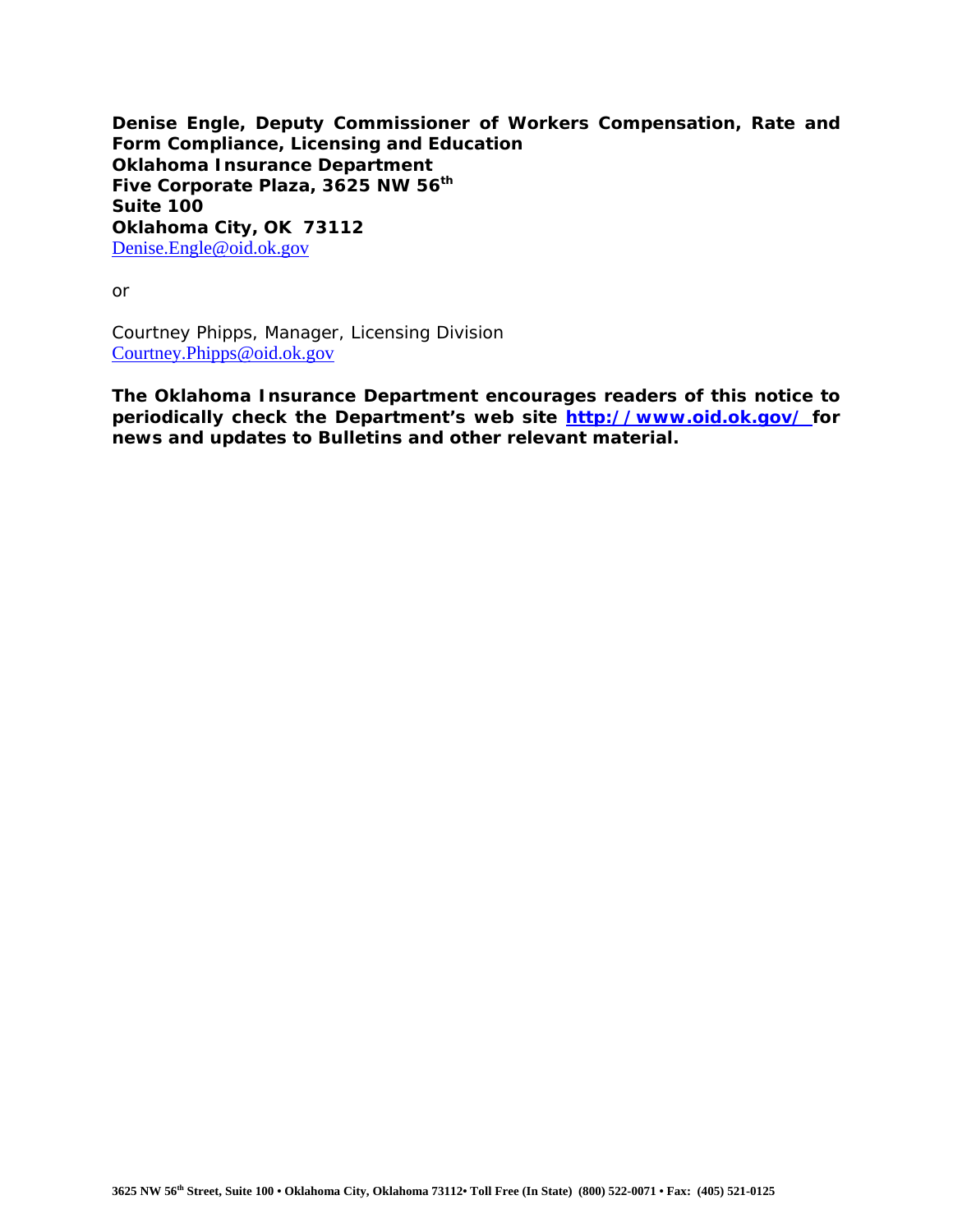**Denise Engle, Deputy Commissioner of Workers Compensation, Rate and Form Compliance, Licensing and Education**
**Oklahoma Insurance Department**
**Five Corporate Plaza, 3625 NW 56th**
**Suite 100**
**Oklahoma City, OK 73112**
Denise.Engle@oid.ok.gov

or

Courtney Phipps, Manager, Licensing Division
Courtney.Phipps@oid.ok.gov

**The Oklahoma Insurance Department encourages readers of this notice to periodically check the Department's web site http://www.oid.ok.gov/ for news and updates to Bulletins and other relevant material.**